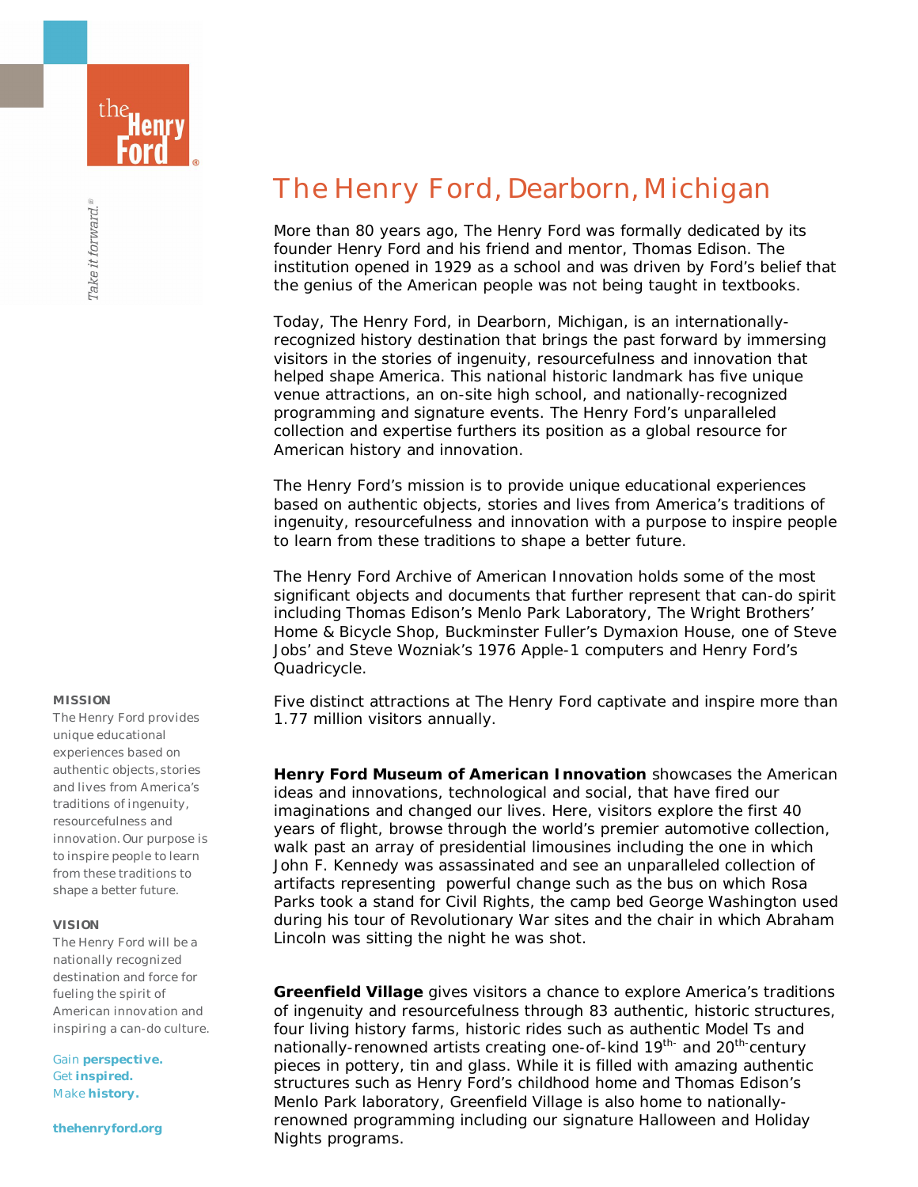# The Henry Ford, Dearborn, Michigan

More than 80 years ago, The Henry Ford was formally dedicated by its founder Henry Ford and his friend and mentor, Thomas Edison. The institution opened in 1929 as a school and was driven by Ford's belief that the genius of the American people was not being taught in textbooks.

Today, The Henry Ford, in Dearborn, Michigan, is an internationally-recognized history destination that brings the past forward by immersing visitors in the stories of ingenuity, resourcefulness and innovation that helped shape America. This national historic landmark has five unique venue attractions, an on-site high school, and nationally-recognized programming and signature events. The Henry Ford's unparalleled collection and expertise furthers its position as a global resource for American history and innovation.

The Henry Ford's mission is to provide unique educational experiences based on authentic objects, stories and lives from America's traditions of ingenuity, resourcefulness and innovation with a purpose to inspire people to learn from these traditions to shape a better future.

The Henry Ford Archive of American Innovation holds some of the most significant objects and documents that further represent that can-do spirit including Thomas Edison's Menlo Park Laboratory, The Wright Brothers' Home & Bicycle Shop, Buckminster Fuller's Dymaxion House, one of Steve Jobs' and Steve Wozniak's 1976 Apple-1 computers and Henry Ford's Quadricycle.

Five distinct attractions at The Henry Ford captivate and inspire more than 1.77 million visitors annually.

**Henry Ford Museum of American Innovation** showcases the American ideas and innovations, technological and social, that have fired our imaginations and changed our lives. Here, visitors explore the first 40 years of flight, browse through the world's premier automotive collection, walk past an array of presidential limousines including the one in which John F. Kennedy was assassinated and see an unparalleled collection of artifacts representing powerful change such as the bus on which Rosa Parks took a stand for Civil Rights, the camp bed George Washington used during his tour of Revolutionary War sites and the chair in which Abraham Lincoln was sitting the night he was shot.

**Greenfield Village** gives visitors a chance to explore America's traditions of ingenuity and resourcefulness through 83 authentic, historic structures, four living history farms, historic rides such as authentic Model Ts and nationally-renowned artists creating one-of-kind 19th- and 20th-century pieces in pottery, tin and glass. While it is filled with amazing authentic structures such as Henry Ford's childhood home and Thomas Edison's Menlo Park laboratory, Greenfield Village is also home to nationally-renowned programming including our signature Halloween and Holiday Nights programs.

*Take it forward.®*

**MISSION**

The Henry Ford provides unique educational experiences based on authentic objects, stories and lives from America's traditions of ingenuity, resourcefulness and innovation. Our purpose is to inspire people to learn from these traditions to shape a better future.

**VISION**

The Henry Ford will be a nationally recognized destination and force for fueling the spirit of American innovation and inspiring a can-do culture.

Gain **perspective.**
Get **inspired.**
Make **history.**

**thehenryford.org**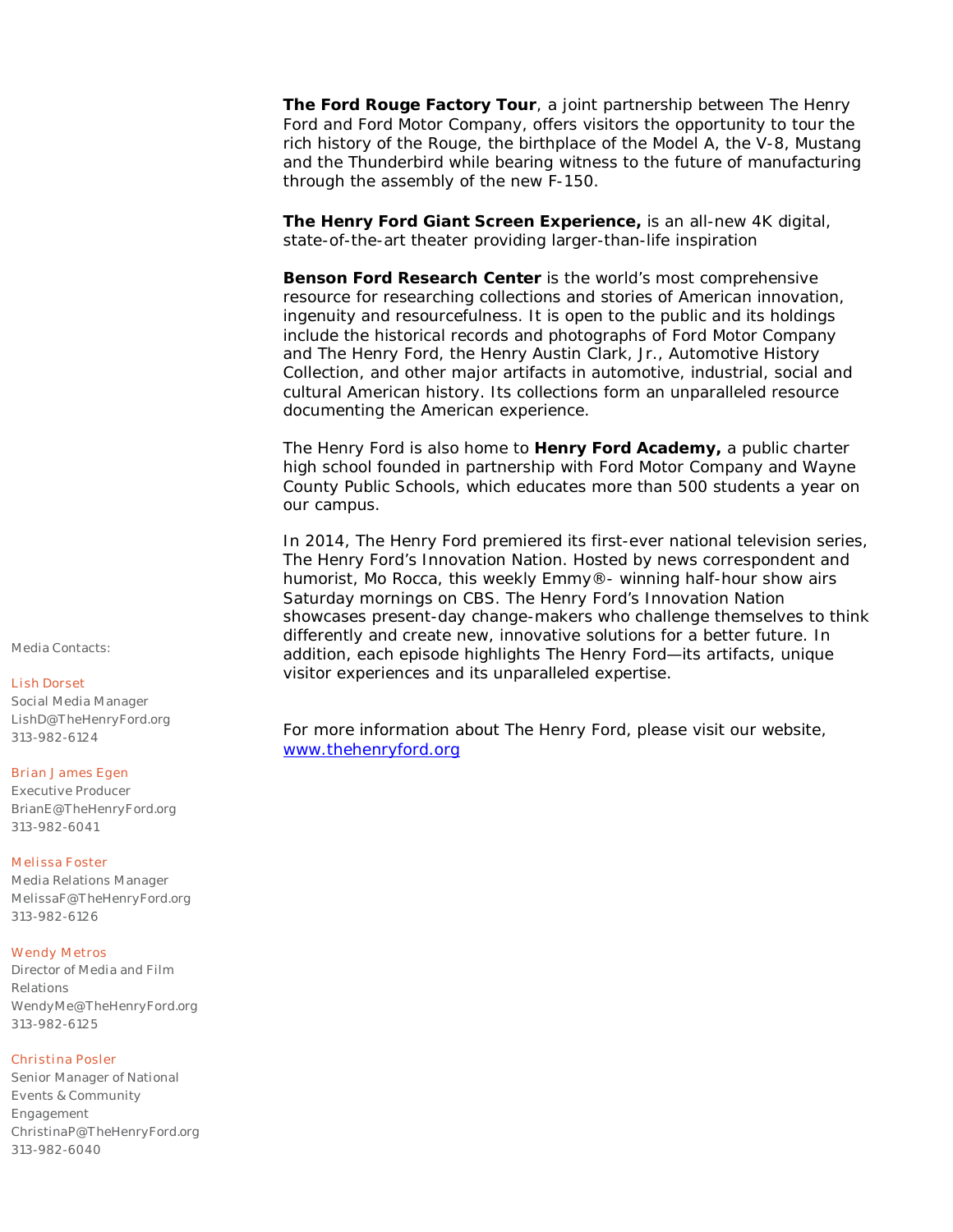**The Ford Rouge Factory Tour**, a joint partnership between The Henry Ford and Ford Motor Company, offers visitors the opportunity to tour the rich history of the Rouge, the birthplace of the Model A, the V-8, Mustang and the Thunderbird while bearing witness to the future of manufacturing through the assembly of the new F-150.

**The Henry Ford Giant Screen Experience,** is an all-new 4K digital, state-of-the-art theater providing larger-than-life inspiration

**Benson Ford Research Center** is the world's most comprehensive resource for researching collections and stories of American innovation, ingenuity and resourcefulness. It is open to the public and its holdings include the historical records and photographs of Ford Motor Company and The Henry Ford, the Henry Austin Clark, Jr., Automotive History Collection, and other major artifacts in automotive, industrial, social and cultural American history. Its collections form an unparalleled resource documenting the American experience.

The Henry Ford is also home to **Henry Ford Academy,** a public charter high school founded in partnership with Ford Motor Company and Wayne County Public Schools, which educates more than 500 students a year on our campus.

In 2014, The Henry Ford premiered its first-ever national television series, The Henry Ford's Innovation Nation. Hosted by news correspondent and humorist, Mo Rocca, this weekly Emmy®- winning half-hour show airs Saturday mornings on CBS. The Henry Ford's Innovation Nation showcases present-day change-makers who challenge themselves to think differently and create new, innovative solutions for a better future. In addition, each episode highlights The Henry Ford—its artifacts, unique visitor experiences and its unparalleled expertise.

For more information about The Henry Ford, please visit our website, www.thehenryford.org

Media Contacts:

Lish Dorset
Social Media Manager
LishD@TheHenryFord.org
313-982-6124

Brian James Egen
Executive Producer
BrianE@TheHenryFord.org
313-982-6041

Melissa Foster
Media Relations Manager
MelissaF@TheHenryFord.org
313-982-6126

Wendy Metros
Director of Media and Film Relations
WendyMe@TheHenryFord.org
313-982-6125

Christina Posler
Senior Manager of National Events & Community Engagement
ChristinaP@TheHenryFord.org
313-982-6040